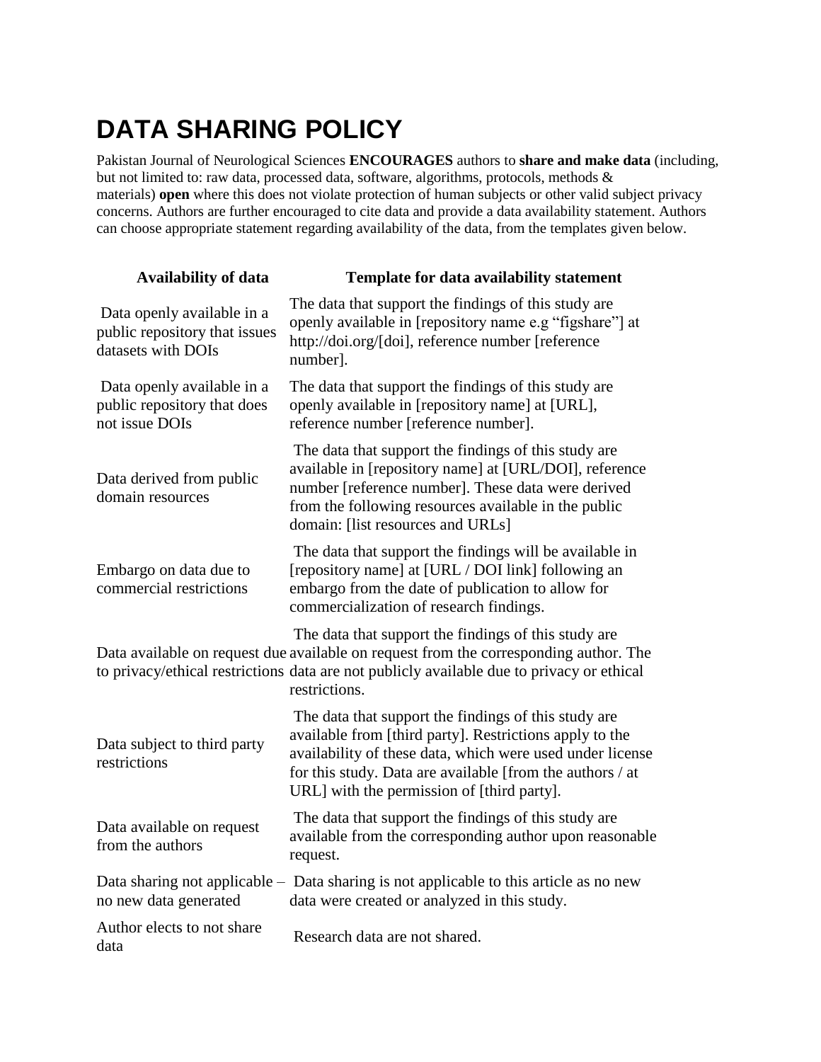# DATA SHARING POLICY

Pakistan Journal of Neurological Sciences **ENCOURAGES** authors to **share and make data** (including, but not limited to: raw data, processed data, software, algorithms, protocols, methods & materials) **open** where this does not violate protection of human subjects or other valid subject privacy concerns. Authors are further encouraged to cite data and provide a data availability statement. Authors can choose appropriate statement regarding availability of the data, from the templates given below.

| Availability of data | Template for data availability statement |
|---|---|
| Data openly available in a public repository that issues datasets with DOIs | The data that support the findings of this study are openly available in [repository name e.g "figshare"] at http://doi.org/[doi], reference number [reference number]. |
| Data openly available in a public repository that does not issue DOIs | The data that support the findings of this study are openly available in [repository name] at [URL], reference number [reference number]. |
| Data derived from public domain resources | The data that support the findings of this study are available in [repository name] at [URL/DOI], reference number [reference number]. These data were derived from the following resources available in the public domain: [list resources and URLs] |
| Embargo on data due to commercial restrictions | The data that support the findings will be available in [repository name] at [URL / DOI link] following an embargo from the date of publication to allow for commercialization of research findings. |
| Data available on request due to privacy/ethical restrictions | The data that support the findings of this study are available on request from the corresponding author. The data are not publicly available due to privacy or ethical restrictions. |
| Data subject to third party restrictions | The data that support the findings of this study are available from [third party]. Restrictions apply to the availability of these data, which were used under license for this study. Data are available [from the authors / at URL] with the permission of [third party]. |
| Data available on request from the authors | The data that support the findings of this study are available from the corresponding author upon reasonable request. |
| Data sharing not applicable – no new data generated | Data sharing is not applicable to this article as no new data were created or analyzed in this study. |
| Author elects to not share data | Research data are not shared. |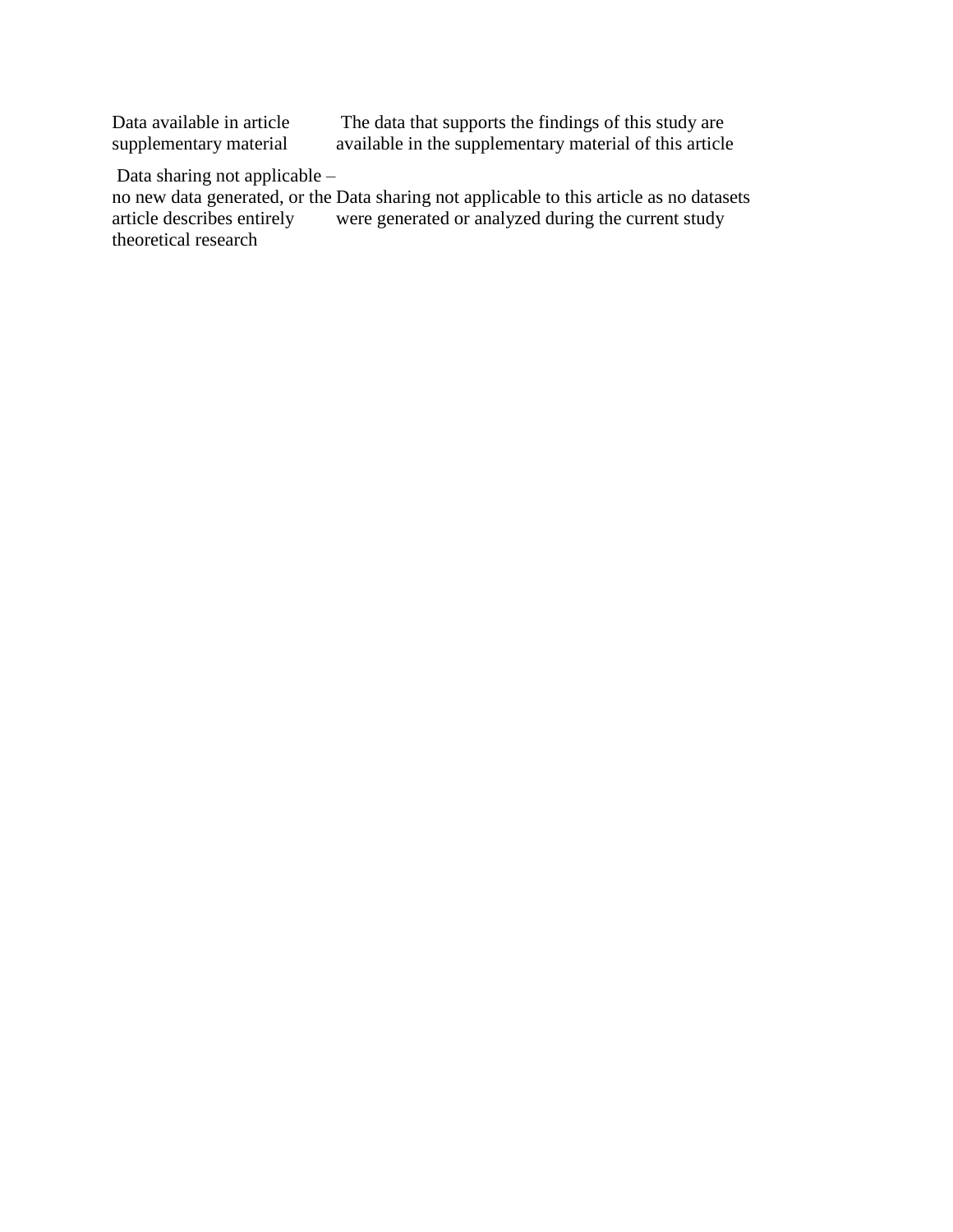| | |
|---|---|
| Data available in article supplementary material | The data that supports the findings of this study are available in the supplementary material of this article |
| Data sharing not applicable – no new data generated, or the article describes entirely theoretical research | Data sharing not applicable to this article as no datasets were generated or analyzed during the current study |